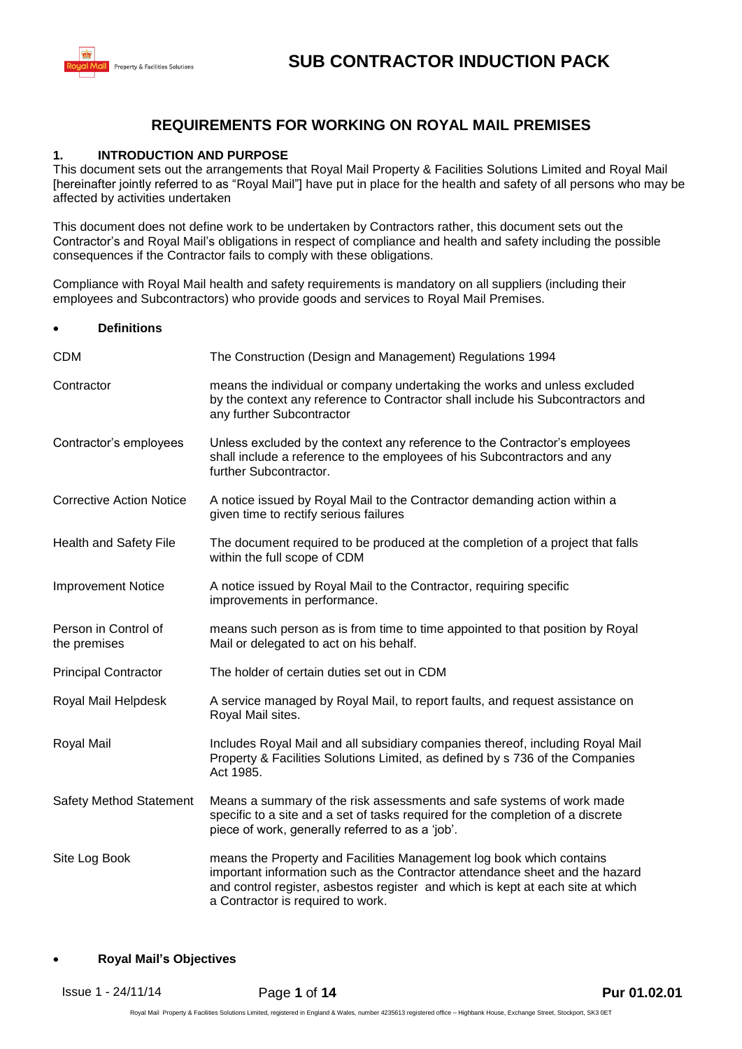# SUB CONTRACTOR INDUCTION PACK

## REQUIREMENTS FOR WORKING ON ROYAL MAIL PREMISES

### 1. INTRODUCTION AND PURPOSE

This document sets out the arrangements that Royal Mail Property & Facilities Solutions Limited and Royal Mail [hereinafter jointly referred to as "Royal Mail"] have put in place for the health and safety of all persons who may be affected by activities undertaken

This document does not define work to be undertaken by Contractors rather, this document sets out the Contractor's and Royal Mail's obligations in respect of compliance and health and safety including the possible consequences if the Contractor fails to comply with these obligations.

Compliance with Royal Mail health and safety requirements is mandatory on all suppliers (including their employees and Subcontractors) who provide goods and services to Royal Mail Premises.

- **Definitions**

| Term | Definition |
|---|---|
| CDM | The Construction (Design and Management) Regulations 1994 |
| Contractor | means the individual or company undertaking the works and unless excluded by the context any reference to Contractor shall include his Subcontractors and any further Subcontractor |
| Contractor's employees | Unless excluded by the context any reference to the Contractor's employees shall include a reference to the employees of his Subcontractors and any further Subcontractor. |
| Corrective Action Notice | A notice issued by Royal Mail to the Contractor demanding action within a given time to rectify serious failures |
| Health and Safety File | The document required to be produced at the completion of a project that falls within the full scope of CDM |
| Improvement Notice | A notice issued by Royal Mail to the Contractor, requiring specific improvements in performance. |
| Person in Control of the premises | means such person as is from time to time appointed to that position by Royal Mail or delegated to act on his behalf. |
| Principal Contractor | The holder of certain duties set out in CDM |
| Royal Mail Helpdesk | A service managed by Royal Mail, to report faults, and request assistance on Royal Mail sites. |
| Royal Mail | Includes Royal Mail and all subsidiary companies thereof, including Royal Mail Property & Facilities Solutions Limited, as defined by s 736 of the Companies Act 1985. |
| Safety Method Statement | Means a summary of the risk assessments and safe systems of work made specific to a site and a set of tasks required for the completion of a discrete piece of work, generally referred to as a 'job'. |
| Site Log Book | means the Property and Facilities Management log book which contains important information such as the Contractor attendance sheet and the hazard and control register, asbestos register and which is kept at each site at which a Contractor is required to work. |

- **Royal Mail's Objectives**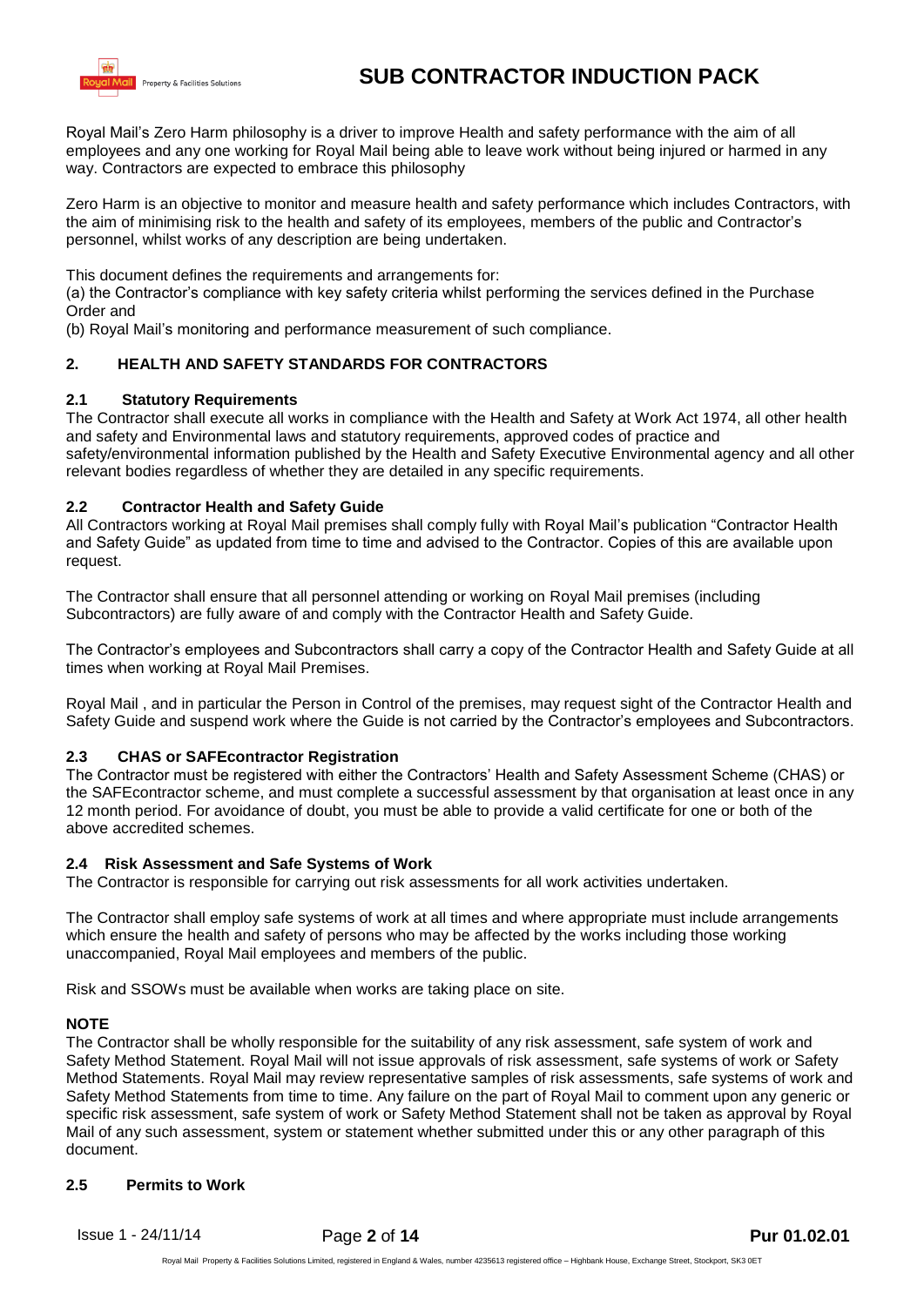Royal Mail's Zero Harm philosophy is a driver to improve Health and safety performance with the aim of all employees and any one working for Royal Mail being able to leave work without being injured or harmed in any way. Contractors are expected to embrace this philosophy

Zero Harm is an objective to monitor and measure health and safety performance which includes Contractors, with the aim of minimising risk to the health and safety of its employees, members of the public and Contractor's personnel, whilst works of any description are being undertaken.

This document defines the requirements and arrangements for:

(a) the Contractor's compliance with key safety criteria whilst performing the services defined in the Purchase Order and

(b) Royal Mail's monitoring and performance measurement of such compliance.

## 2. HEALTH AND SAFETY STANDARDS FOR CONTRACTORS

### 2.1 Statutory Requirements

The Contractor shall execute all works in compliance with the Health and Safety at Work Act 1974, all other health and safety and Environmental laws and statutory requirements, approved codes of practice and safety/environmental information published by the Health and Safety Executive Environmental agency and all other relevant bodies regardless of whether they are detailed in any specific requirements.

### 2.2 Contractor Health and Safety Guide

All Contractors working at Royal Mail premises shall comply fully with Royal Mail's publication "Contractor Health and Safety Guide" as updated from time to time and advised to the Contractor. Copies of this are available upon request.

The Contractor shall ensure that all personnel attending or working on Royal Mail premises (including Subcontractors) are fully aware of and comply with the Contractor Health and Safety Guide.

The Contractor's employees and Subcontractors shall carry a copy of the Contractor Health and Safety Guide at all times when working at Royal Mail Premises.

Royal Mail , and in particular the Person in Control of the premises, may request sight of the Contractor Health and Safety Guide and suspend work where the Guide is not carried by the Contractor's employees and Subcontractors.

### 2.3 CHAS or SAFEcontractor Registration

The Contractor must be registered with either the Contractors' Health and Safety Assessment Scheme (CHAS) or the SAFEcontractor scheme, and must complete a successful assessment by that organisation at least once in any 12 month period. For avoidance of doubt, you must be able to provide a valid certificate for one or both of the above accredited schemes.

### 2.4 Risk Assessment and Safe Systems of Work

The Contractor is responsible for carrying out risk assessments for all work activities undertaken.

The Contractor shall employ safe systems of work at all times and where appropriate must include arrangements which ensure the health and safety of persons who may be affected by the works including those working unaccompanied, Royal Mail employees and members of the public.

Risk and SSOWs must be available when works are taking place on site.

**NOTE**

The Contractor shall be wholly responsible for the suitability of any risk assessment, safe system of work and Safety Method Statement. Royal Mail will not issue approvals of risk assessment, safe systems of work or Safety Method Statements. Royal Mail may review representative samples of risk assessments, safe systems of work and Safety Method Statements from time to time. Any failure on the part of Royal Mail to comment upon any generic or specific risk assessment, safe system of work or Safety Method Statement shall not be taken as approval by Royal Mail of any such assessment, system or statement whether submitted under this or any other paragraph of this document.

### 2.5 Permits to Work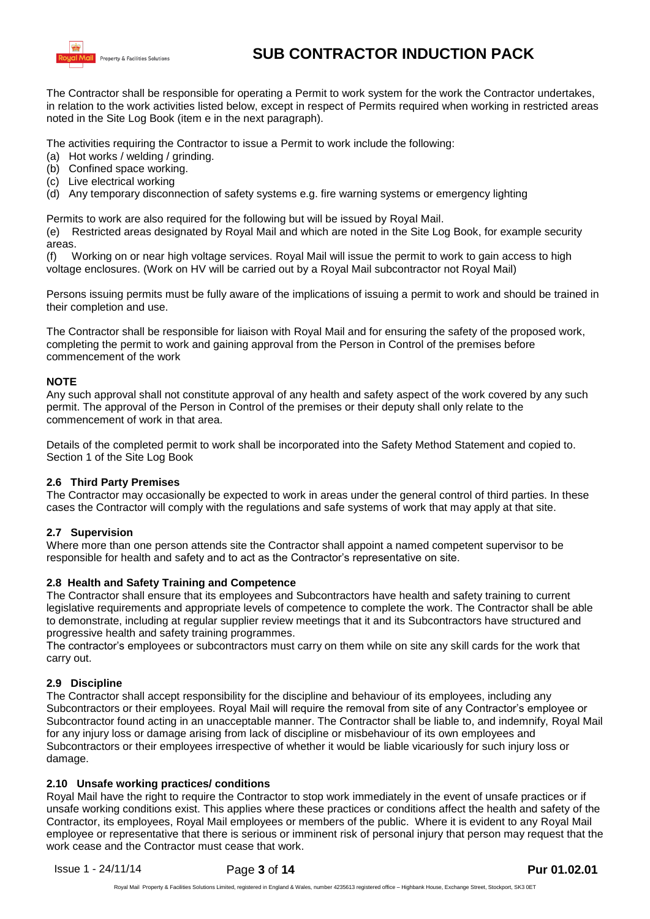The Contractor shall be responsible for operating a Permit to work system for the work the Contractor undertakes, in relation to the work activities listed below, except in respect of Permits required when working in restricted areas noted in the Site Log Book (item e in the next paragraph).

The activities requiring the Contractor to issue a Permit to work include the following:

(a) Hot works / welding / grinding.
(b) Confined space working.
(c) Live electrical working
(d) Any temporary disconnection of safety systems e.g. fire warning systems or emergency lighting

Permits to work are also required for the following but will be issued by Royal Mail.

(e) Restricted areas designated by Royal Mail and which are noted in the Site Log Book, for example security areas.
(f) Working on or near high voltage services. Royal Mail will issue the permit to work to gain access to high voltage enclosures. (Work on HV will be carried out by a Royal Mail subcontractor not Royal Mail)

Persons issuing permits must be fully aware of the implications of issuing a permit to work and should be trained in their completion and use.

The Contractor shall be responsible for liaison with Royal Mail and for ensuring the safety of the proposed work, completing the permit to work and gaining approval from the Person in Control of the premises before commencement of the work

**NOTE**
Any such approval shall not constitute approval of any health and safety aspect of the work covered by any such permit. The approval of the Person in Control of the premises or their deputy shall only relate to the commencement of work in that area.

Details of the completed permit to work shall be incorporated into the Safety Method Statement and copied to. Section 1 of the Site Log Book

### 2.6 Third Party Premises
The Contractor may occasionally be expected to work in areas under the general control of third parties. In these cases the Contractor will comply with the regulations and safe systems of work that may apply at that site.

### 2.7 Supervision
Where more than one person attends site the Contractor shall appoint a named competent supervisor to be responsible for health and safety and to act as the Contractor's representative on site.

### 2.8 Health and Safety Training and Competence
The Contractor shall ensure that its employees and Subcontractors have health and safety training to current legislative requirements and appropriate levels of competence to complete the work. The Contractor shall be able to demonstrate, including at regular supplier review meetings that it and its Subcontractors have structured and progressive health and safety training programmes.
The contractor's employees or subcontractors must carry on them while on site any skill cards for the work that carry out.

### 2.9 Discipline
The Contractor shall accept responsibility for the discipline and behaviour of its employees, including any Subcontractors or their employees. Royal Mail will require the removal from site of any Contractor's employee or Subcontractor found acting in an unacceptable manner. The Contractor shall be liable to, and indemnify, Royal Mail for any injury loss or damage arising from lack of discipline or misbehaviour of its own employees and Subcontractors or their employees irrespective of whether it would be liable vicariously for such injury loss or damage.

### 2.10 Unsafe working practices/ conditions
Royal Mail have the right to require the Contractor to stop work immediately in the event of unsafe practices or if unsafe working conditions exist. This applies where these practices or conditions affect the health and safety of the Contractor, its employees, Royal Mail employees or members of the public. Where it is evident to any Royal Mail employee or representative that there is serious or imminent risk of personal injury that person may request that the work cease and the Contractor must cease that work.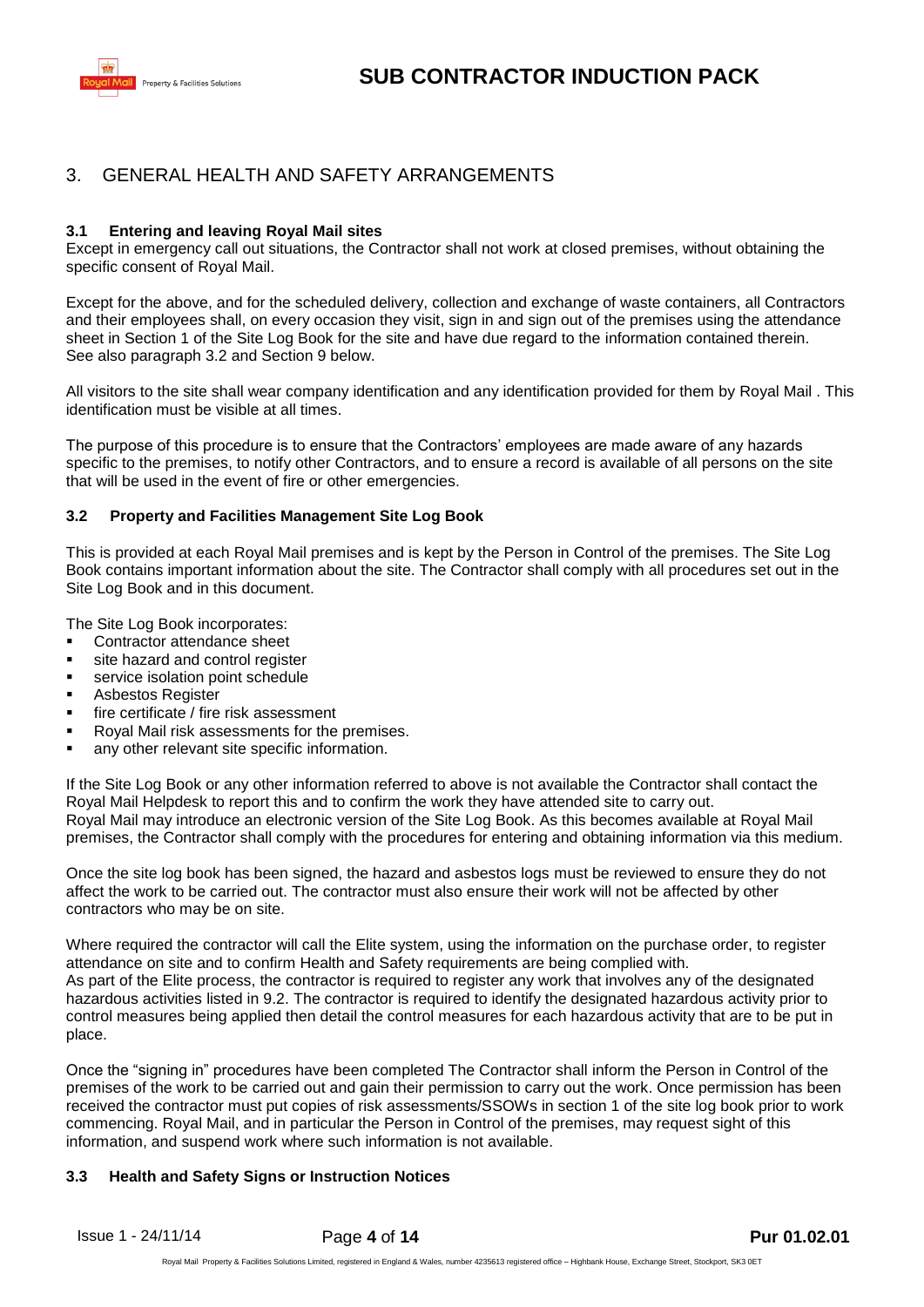## 3. GENERAL HEALTH AND SAFETY ARRANGEMENTS

### 3.1 Entering and leaving Royal Mail sites

Except in emergency call out situations, the Contractor shall not work at closed premises, without obtaining the specific consent of Royal Mail.

Except for the above, and for the scheduled delivery, collection and exchange of waste containers, all Contractors and their employees shall, on every occasion they visit, sign in and sign out of the premises using the attendance sheet in Section 1 of the Site Log Book for the site and have due regard to the information contained therein. See also paragraph 3.2 and Section 9 below.

All visitors to the site shall wear company identification and any identification provided for them by Royal Mail . This identification must be visible at all times.

The purpose of this procedure is to ensure that the Contractors' employees are made aware of any hazards specific to the premises, to notify other Contractors, and to ensure a record is available of all persons on the site that will be used in the event of fire or other emergencies.

### 3.2 Property and Facilities Management Site Log Book

This is provided at each Royal Mail premises and is kept by the Person in Control of the premises. The Site Log Book contains important information about the site. The Contractor shall comply with all procedures set out in the Site Log Book and in this document.

The Site Log Book incorporates:

- Contractor attendance sheet
- site hazard and control register
- service isolation point schedule
- Asbestos Register
- fire certificate / fire risk assessment
- Royal Mail risk assessments for the premises.
- any other relevant site specific information.

If the Site Log Book or any other information referred to above is not available the Contractor shall contact the Royal Mail Helpdesk to report this and to confirm the work they have attended site to carry out. Royal Mail may introduce an electronic version of the Site Log Book. As this becomes available at Royal Mail premises, the Contractor shall comply with the procedures for entering and obtaining information via this medium.

Once the site log book has been signed, the hazard and asbestos logs must be reviewed to ensure they do not affect the work to be carried out. The contractor must also ensure their work will not be affected by other contractors who may be on site.

Where required the contractor will call the Elite system, using the information on the purchase order, to register attendance on site and to confirm Health and Safety requirements are being complied with. As part of the Elite process, the contractor is required to register any work that involves any of the designated hazardous activities listed in 9.2. The contractor is required to identify the designated hazardous activity prior to control measures being applied then detail the control measures for each hazardous activity that are to be put in place.

Once the "signing in" procedures have been completed The Contractor shall inform the Person in Control of the premises of the work to be carried out and gain their permission to carry out the work. Once permission has been received the contractor must put copies of risk assessments/SSOWs in section 1 of the site log book prior to work commencing. Royal Mail, and in particular the Person in Control of the premises, may request sight of this information, and suspend work where such information is not available.

### 3.3 Health and Safety Signs or Instruction Notices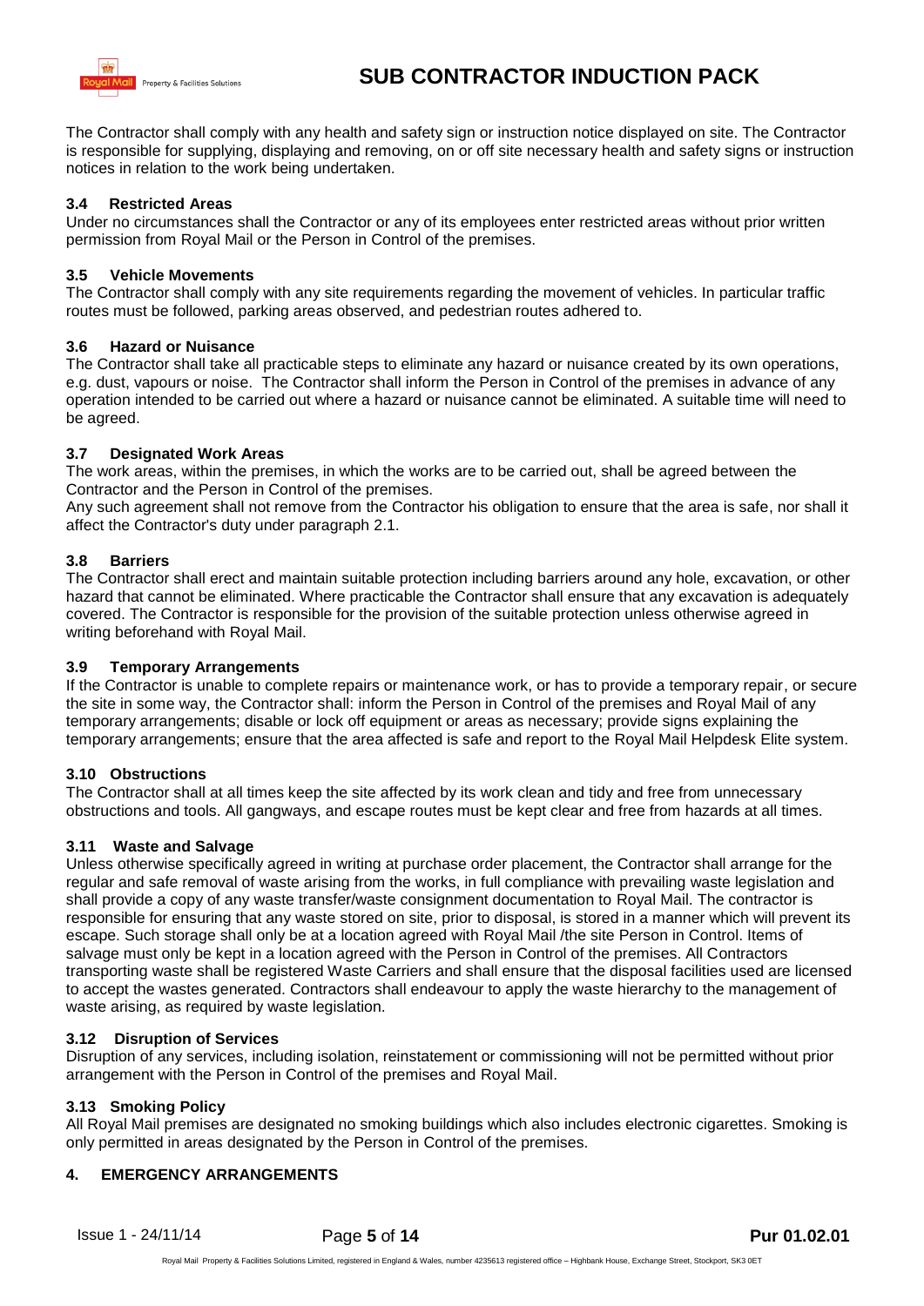The Contractor shall comply with any health and safety sign or instruction notice displayed on site. The Contractor is responsible for supplying, displaying and removing, on or off site necessary health and safety signs or instruction notices in relation to the work being undertaken.

### 3.4 Restricted Areas

Under no circumstances shall the Contractor or any of its employees enter restricted areas without prior written permission from Royal Mail or the Person in Control of the premises.

### 3.5 Vehicle Movements

The Contractor shall comply with any site requirements regarding the movement of vehicles. In particular traffic routes must be followed, parking areas observed, and pedestrian routes adhered to.

### 3.6 Hazard or Nuisance

The Contractor shall take all practicable steps to eliminate any hazard or nuisance created by its own operations, e.g. dust, vapours or noise. The Contractor shall inform the Person in Control of the premises in advance of any operation intended to be carried out where a hazard or nuisance cannot be eliminated. A suitable time will need to be agreed.

### 3.7 Designated Work Areas

The work areas, within the premises, in which the works are to be carried out, shall be agreed between the Contractor and the Person in Control of the premises.

Any such agreement shall not remove from the Contractor his obligation to ensure that the area is safe, nor shall it affect the Contractor's duty under paragraph 2.1.

### 3.8 Barriers

The Contractor shall erect and maintain suitable protection including barriers around any hole, excavation, or other hazard that cannot be eliminated. Where practicable the Contractor shall ensure that any excavation is adequately covered. The Contractor is responsible for the provision of the suitable protection unless otherwise agreed in writing beforehand with Royal Mail.

### 3.9 Temporary Arrangements

If the Contractor is unable to complete repairs or maintenance work, or has to provide a temporary repair, or secure the site in some way, the Contractor shall: inform the Person in Control of the premises and Royal Mail of any temporary arrangements; disable or lock off equipment or areas as necessary; provide signs explaining the temporary arrangements; ensure that the area affected is safe and report to the Royal Mail Helpdesk Elite system.

### 3.10 Obstructions

The Contractor shall at all times keep the site affected by its work clean and tidy and free from unnecessary obstructions and tools. All gangways, and escape routes must be kept clear and free from hazards at all times.

### 3.11 Waste and Salvage

Unless otherwise specifically agreed in writing at purchase order placement, the Contractor shall arrange for the regular and safe removal of waste arising from the works, in full compliance with prevailing waste legislation and shall provide a copy of any waste transfer/waste consignment documentation to Royal Mail. The contractor is responsible for ensuring that any waste stored on site, prior to disposal, is stored in a manner which will prevent its escape. Such storage shall only be at a location agreed with Royal Mail /the site Person in Control. Items of salvage must only be kept in a location agreed with the Person in Control of the premises. All Contractors transporting waste shall be registered Waste Carriers and shall ensure that the disposal facilities used are licensed to accept the wastes generated. Contractors shall endeavour to apply the waste hierarchy to the management of waste arising, as required by waste legislation.

### 3.12 Disruption of Services

Disruption of any services, including isolation, reinstatement or commissioning will not be permitted without prior arrangement with the Person in Control of the premises and Royal Mail.

### 3.13 Smoking Policy

All Royal Mail premises are designated no smoking buildings which also includes electronic cigarettes. Smoking is only permitted in areas designated by the Person in Control of the premises.

## 4. EMERGENCY ARRANGEMENTS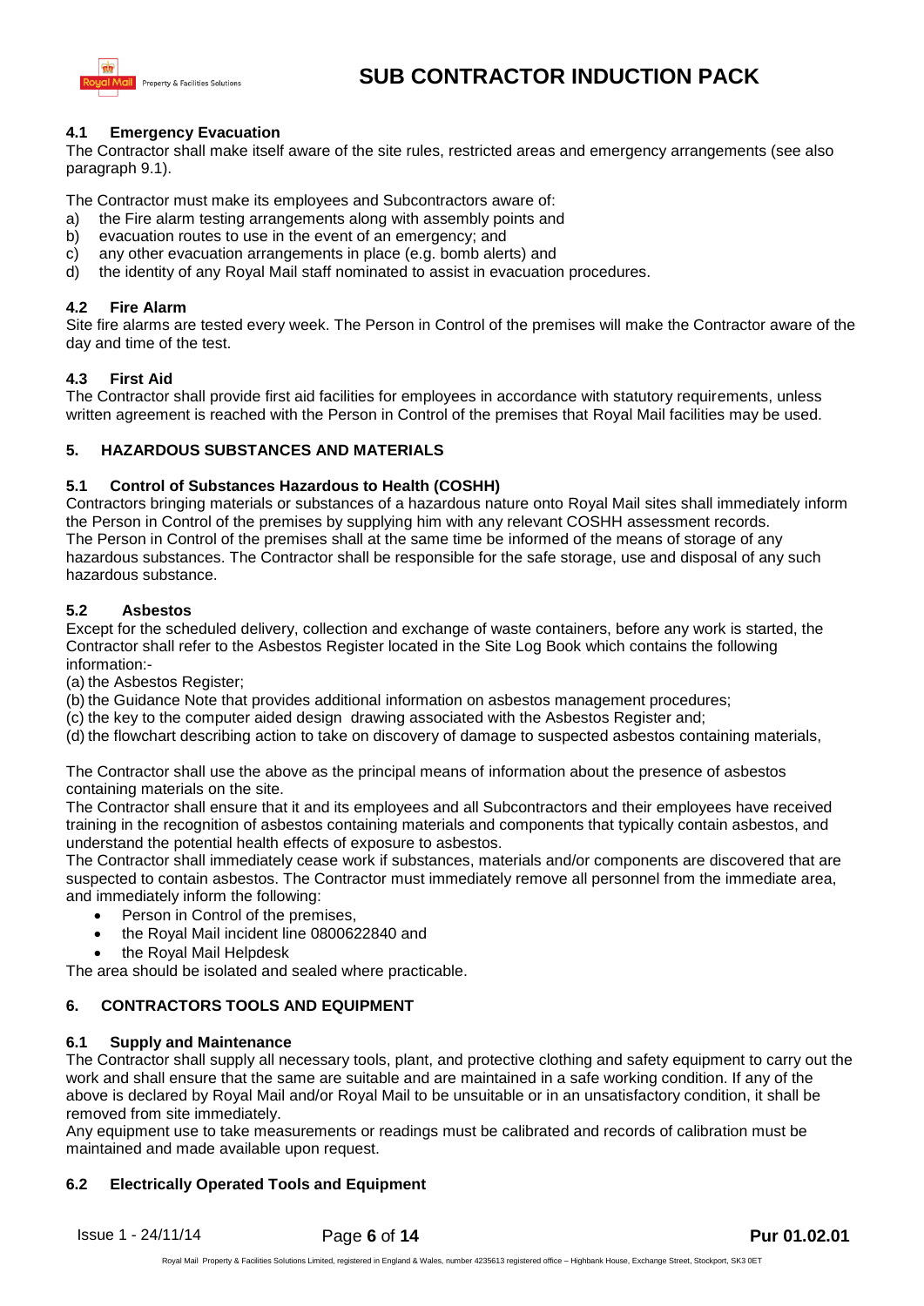### 4.1 Emergency Evacuation

The Contractor shall make itself aware of the site rules, restricted areas and emergency arrangements (see also paragraph 9.1).

The Contractor must make its employees and Subcontractors aware of:

a) the Fire alarm testing arrangements along with assembly points and
b) evacuation routes to use in the event of an emergency; and
c) any other evacuation arrangements in place (e.g. bomb alerts) and
d) the identity of any Royal Mail staff nominated to assist in evacuation procedures.

### 4.2 Fire Alarm

Site fire alarms are tested every week. The Person in Control of the premises will make the Contractor aware of the day and time of the test.

### 4.3 First Aid

The Contractor shall provide first aid facilities for employees in accordance with statutory requirements, unless written agreement is reached with the Person in Control of the premises that Royal Mail facilities may be used.

## 5. HAZARDOUS SUBSTANCES AND MATERIALS

### 5.1 Control of Substances Hazardous to Health (COSHH)

Contractors bringing materials or substances of a hazardous nature onto Royal Mail sites shall immediately inform the Person in Control of the premises by supplying him with any relevant COSHH assessment records. The Person in Control of the premises shall at the same time be informed of the means of storage of any hazardous substances. The Contractor shall be responsible for the safe storage, use and disposal of any such hazardous substance.

### 5.2 Asbestos

Except for the scheduled delivery, collection and exchange of waste containers, before any work is started, the Contractor shall refer to the Asbestos Register located in the Site Log Book which contains the following information:-

(a) the Asbestos Register;
(b) the Guidance Note that provides additional information on asbestos management procedures;
(c) the key to the computer aided design drawing associated with the Asbestos Register and;
(d) the flowchart describing action to take on discovery of damage to suspected asbestos containing materials,

The Contractor shall use the above as the principal means of information about the presence of asbestos containing materials on the site.

The Contractor shall ensure that it and its employees and all Subcontractors and their employees have received training in the recognition of asbestos containing materials and components that typically contain asbestos, and understand the potential health effects of exposure to asbestos.

The Contractor shall immediately cease work if substances, materials and/or components are discovered that are suspected to contain asbestos. The Contractor must immediately remove all personnel from the immediate area, and immediately inform the following:

- Person in Control of the premises,
- the Royal Mail incident line 0800622840 and
- the Royal Mail Helpdesk

The area should be isolated and sealed where practicable.

## 6. CONTRACTORS TOOLS AND EQUIPMENT

### 6.1 Supply and Maintenance

The Contractor shall supply all necessary tools, plant, and protective clothing and safety equipment to carry out the work and shall ensure that the same are suitable and are maintained in a safe working condition. If any of the above is declared by Royal Mail and/or Royal Mail to be unsuitable or in an unsatisfactory condition, it shall be removed from site immediately.

Any equipment use to take measurements or readings must be calibrated and records of calibration must be maintained and made available upon request.

### 6.2 Electrically Operated Tools and Equipment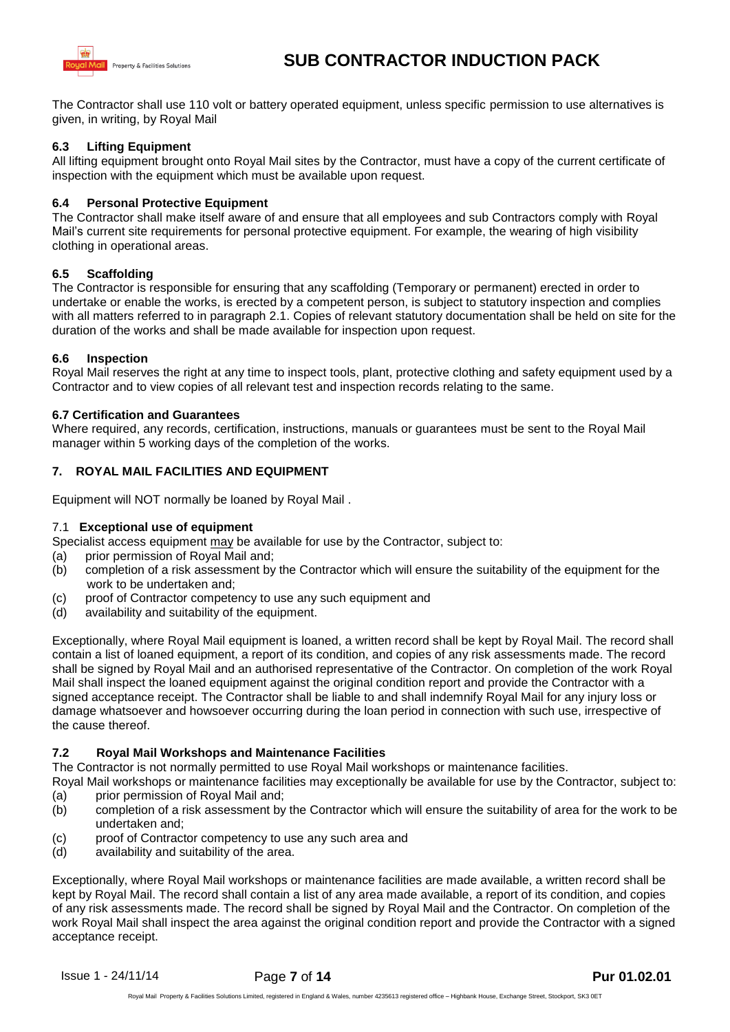The Contractor shall use 110 volt or battery operated equipment, unless specific permission to use alternatives is given, in writing, by Royal Mail

### 6.3 Lifting Equipment

All lifting equipment brought onto Royal Mail sites by the Contractor, must have a copy of the current certificate of inspection with the equipment which must be available upon request.

### 6.4 Personal Protective Equipment

The Contractor shall make itself aware of and ensure that all employees and sub Contractors comply with Royal Mail's current site requirements for personal protective equipment. For example, the wearing of high visibility clothing in operational areas.

### 6.5 Scaffolding

The Contractor is responsible for ensuring that any scaffolding (Temporary or permanent) erected in order to undertake or enable the works, is erected by a competent person, is subject to statutory inspection and complies with all matters referred to in paragraph 2.1. Copies of relevant statutory documentation shall be held on site for the duration of the works and shall be made available for inspection upon request.

### 6.6 Inspection

Royal Mail reserves the right at any time to inspect tools, plant, protective clothing and safety equipment used by a Contractor and to view copies of all relevant test and inspection records relating to the same.

### 6.7 Certification and Guarantees

Where required, any records, certification, instructions, manuals or guarantees must be sent to the Royal Mail manager within 5 working days of the completion of the works.

## 7. ROYAL MAIL FACILITIES AND EQUIPMENT

Equipment will NOT normally be loaned by Royal Mail .

### 7.1 Exceptional use of equipment

Specialist access equipment may be available for use by the Contractor, subject to:

(a) prior permission of Royal Mail and;
(b) completion of a risk assessment by the Contractor which will ensure the suitability of the equipment for the work to be undertaken and;
(c) proof of Contractor competency to use any such equipment and
(d) availability and suitability of the equipment.

Exceptionally, where Royal Mail equipment is loaned, a written record shall be kept by Royal Mail. The record shall contain a list of loaned equipment, a report of its condition, and copies of any risk assessments made. The record shall be signed by Royal Mail and an authorised representative of the Contractor. On completion of the work Royal Mail shall inspect the loaned equipment against the original condition report and provide the Contractor with a signed acceptance receipt. The Contractor shall be liable to and shall indemnify Royal Mail for any injury loss or damage whatsoever and howsoever occurring during the loan period in connection with such use, irrespective of the cause thereof.

### 7.2 Royal Mail Workshops and Maintenance Facilities

The Contractor is not normally permitted to use Royal Mail workshops or maintenance facilities.

Royal Mail workshops or maintenance facilities may exceptionally be available for use by the Contractor, subject to:

(a) prior permission of Royal Mail and;
(b) completion of a risk assessment by the Contractor which will ensure the suitability of area for the work to be undertaken and;
(c) proof of Contractor competency to use any such area and
(d) availability and suitability of the area.

Exceptionally, where Royal Mail workshops or maintenance facilities are made available, a written record shall be kept by Royal Mail. The record shall contain a list of any area made available, a report of its condition, and copies of any risk assessments made. The record shall be signed by Royal Mail and the Contractor. On completion of the work Royal Mail shall inspect the area against the original condition report and provide the Contractor with a signed acceptance receipt.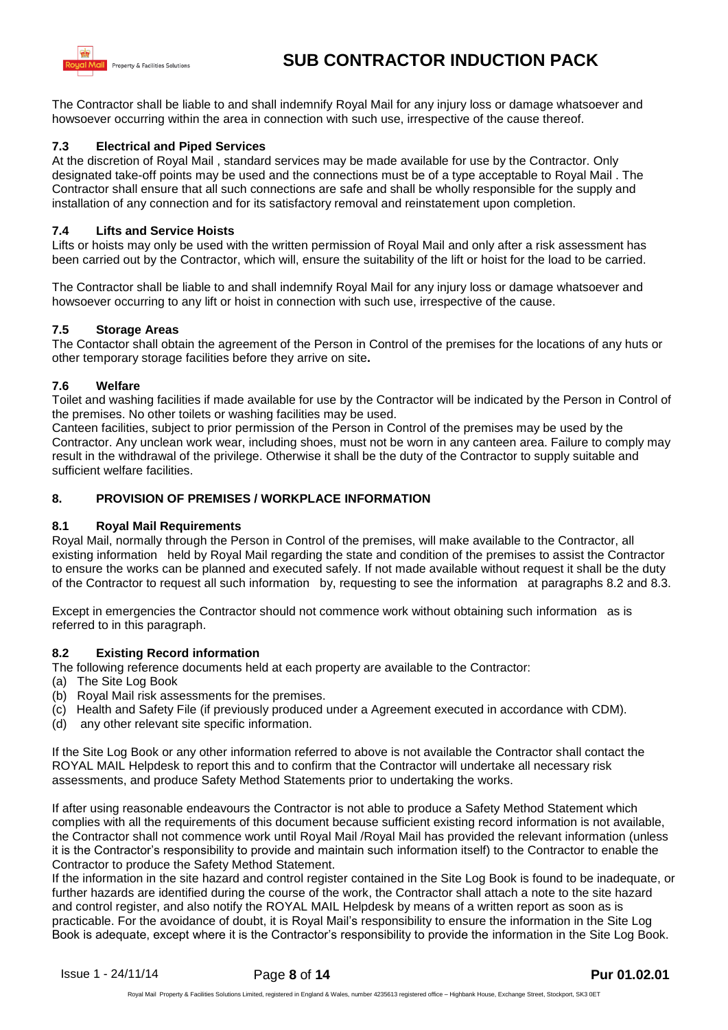The Contractor shall be liable to and shall indemnify Royal Mail for any injury loss or damage whatsoever and howsoever occurring within the area in connection with such use, irrespective of the cause thereof.

### 7.3 Electrical and Piped Services

At the discretion of Royal Mail , standard services may be made available for use by the Contractor. Only designated take-off points may be used and the connections must be of a type acceptable to Royal Mail . The Contractor shall ensure that all such connections are safe and shall be wholly responsible for the supply and installation of any connection and for its satisfactory removal and reinstatement upon completion.

### 7.4 Lifts and Service Hoists

Lifts or hoists may only be used with the written permission of Royal Mail and only after a risk assessment has been carried out by the Contractor, which will, ensure the suitability of the lift or hoist for the load to be carried.

The Contractor shall be liable to and shall indemnify Royal Mail for any injury loss or damage whatsoever and howsoever occurring to any lift or hoist in connection with such use, irrespective of the cause.

### 7.5 Storage Areas

The Contactor shall obtain the agreement of the Person in Control of the premises for the locations of any huts or other temporary storage facilities before they arrive on site**.**

### 7.6 Welfare

Toilet and washing facilities if made available for use by the Contractor will be indicated by the Person in Control of the premises. No other toilets or washing facilities may be used.

Canteen facilities, subject to prior permission of the Person in Control of the premises may be used by the Contractor. Any unclean work wear, including shoes, must not be worn in any canteen area. Failure to comply may result in the withdrawal of the privilege. Otherwise it shall be the duty of the Contractor to supply suitable and sufficient welfare facilities.

## 8. PROVISION OF PREMISES / WORKPLACE INFORMATION

### 8.1 Royal Mail Requirements

Royal Mail, normally through the Person in Control of the premises, will make available to the Contractor, all existing information held by Royal Mail regarding the state and condition of the premises to assist the Contractor to ensure the works can be planned and executed safely. If not made available without request it shall be the duty of the Contractor to request all such information by, requesting to see the information at paragraphs 8.2 and 8.3.

Except in emergencies the Contractor should not commence work without obtaining such information as is referred to in this paragraph.

### 8.2 Existing Record information

The following reference documents held at each property are available to the Contractor:

(a) The Site Log Book
(b) Royal Mail risk assessments for the premises.
(c) Health and Safety File (if previously produced under a Agreement executed in accordance with CDM).
(d) any other relevant site specific information.

If the Site Log Book or any other information referred to above is not available the Contractor shall contact the ROYAL MAIL Helpdesk to report this and to confirm that the Contractor will undertake all necessary risk assessments, and produce Safety Method Statements prior to undertaking the works.

If after using reasonable endeavours the Contractor is not able to produce a Safety Method Statement which complies with all the requirements of this document because sufficient existing record information is not available, the Contractor shall not commence work until Royal Mail /Royal Mail has provided the relevant information (unless it is the Contractor's responsibility to provide and maintain such information itself) to the Contractor to enable the Contractor to produce the Safety Method Statement.

If the information in the site hazard and control register contained in the Site Log Book is found to be inadequate, or further hazards are identified during the course of the work, the Contractor shall attach a note to the site hazard and control register, and also notify the ROYAL MAIL Helpdesk by means of a written report as soon as is practicable. For the avoidance of doubt, it is Royal Mail's responsibility to ensure the information in the Site Log Book is adequate, except where it is the Contractor's responsibility to provide the information in the Site Log Book.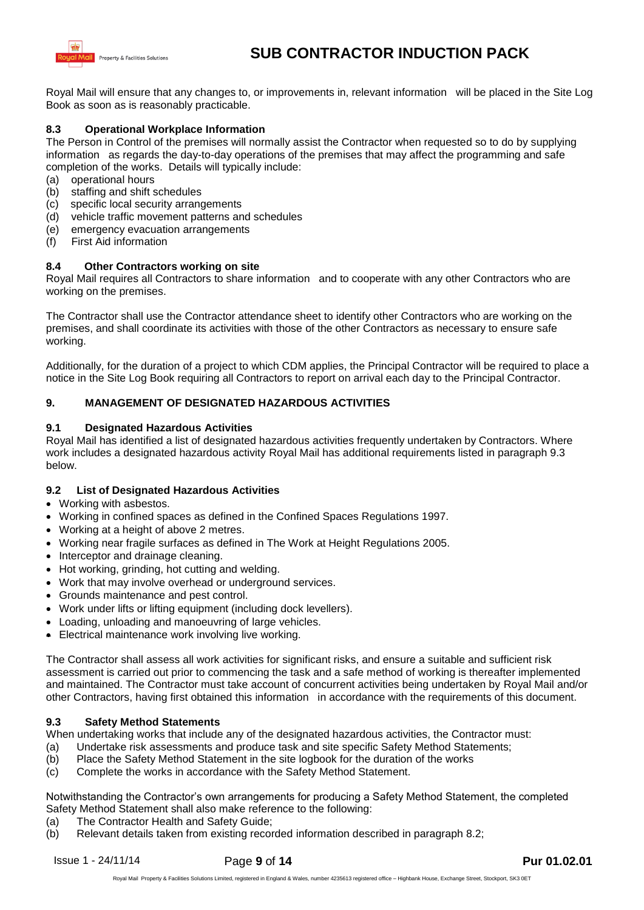Royal Mail will ensure that any changes to, or improvements in, relevant information will be placed in the Site Log Book as soon as is reasonably practicable.

### 8.3 Operational Workplace Information

The Person in Control of the premises will normally assist the Contractor when requested so to do by supplying information as regards the day-to-day operations of the premises that may affect the programming and safe completion of the works. Details will typically include:

(a) operational hours
(b) staffing and shift schedules
(c) specific local security arrangements
(d) vehicle traffic movement patterns and schedules
(e) emergency evacuation arrangements
(f) First Aid information

### 8.4 Other Contractors working on site

Royal Mail requires all Contractors to share information and to cooperate with any other Contractors who are working on the premises.

The Contractor shall use the Contractor attendance sheet to identify other Contractors who are working on the premises, and shall coordinate its activities with those of the other Contractors as necessary to ensure safe working.

Additionally, for the duration of a project to which CDM applies, the Principal Contractor will be required to place a notice in the Site Log Book requiring all Contractors to report on arrival each day to the Principal Contractor.

## 9. MANAGEMENT OF DESIGNATED HAZARDOUS ACTIVITIES

### 9.1 Designated Hazardous Activities

Royal Mail has identified a list of designated hazardous activities frequently undertaken by Contractors. Where work includes a designated hazardous activity Royal Mail has additional requirements listed in paragraph 9.3 below.

### 9.2 List of Designated Hazardous Activities

- Working with asbestos.
- Working in confined spaces as defined in the Confined Spaces Regulations 1997.
- Working at a height of above 2 metres.
- Working near fragile surfaces as defined in The Work at Height Regulations 2005.
- Interceptor and drainage cleaning.
- Hot working, grinding, hot cutting and welding.
- Work that may involve overhead or underground services.
- Grounds maintenance and pest control.
- Work under lifts or lifting equipment (including dock levellers).
- Loading, unloading and manoeuvring of large vehicles.
- Electrical maintenance work involving live working.

The Contractor shall assess all work activities for significant risks, and ensure a suitable and sufficient risk assessment is carried out prior to commencing the task and a safe method of working is thereafter implemented and maintained. The Contractor must take account of concurrent activities being undertaken by Royal Mail and/or other Contractors, having first obtained this information in accordance with the requirements of this document.

### 9.3 Safety Method Statements

When undertaking works that include any of the designated hazardous activities, the Contractor must:

(a) Undertake risk assessments and produce task and site specific Safety Method Statements;
(b) Place the Safety Method Statement in the site logbook for the duration of the works
(c) Complete the works in accordance with the Safety Method Statement.

Notwithstanding the Contractor's own arrangements for producing a Safety Method Statement, the completed Safety Method Statement shall also make reference to the following:

(a) The Contractor Health and Safety Guide;
(b) Relevant details taken from existing recorded information described in paragraph 8.2;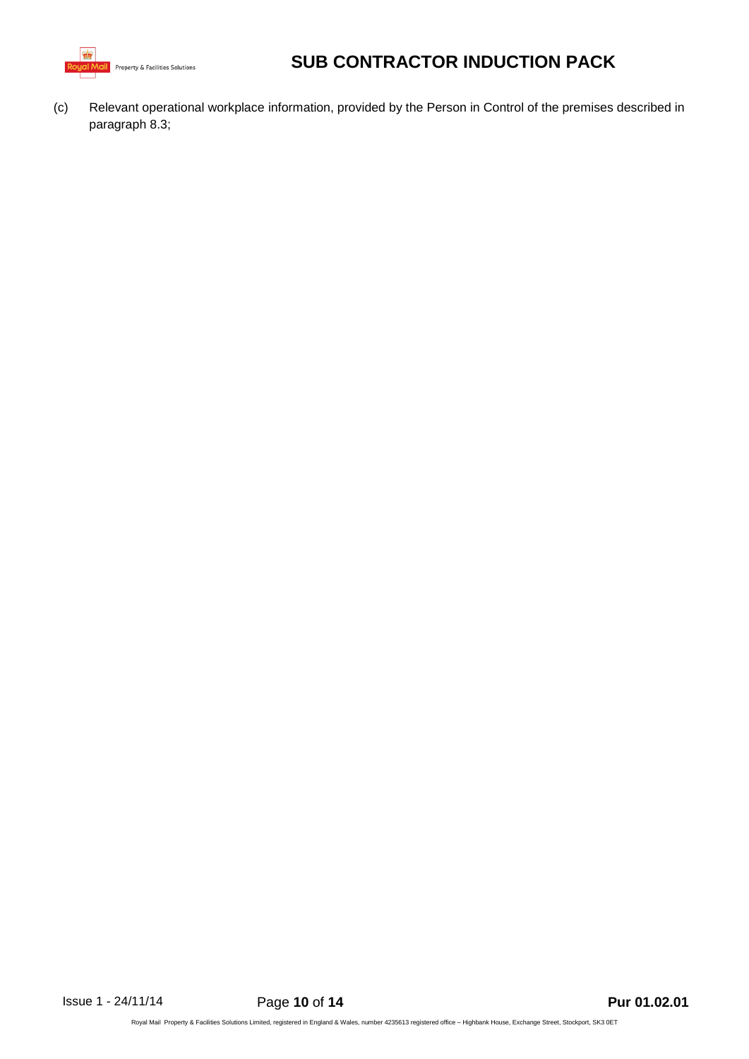(c) Relevant operational workplace information, provided by the Person in Control of the premises described in paragraph 8.3;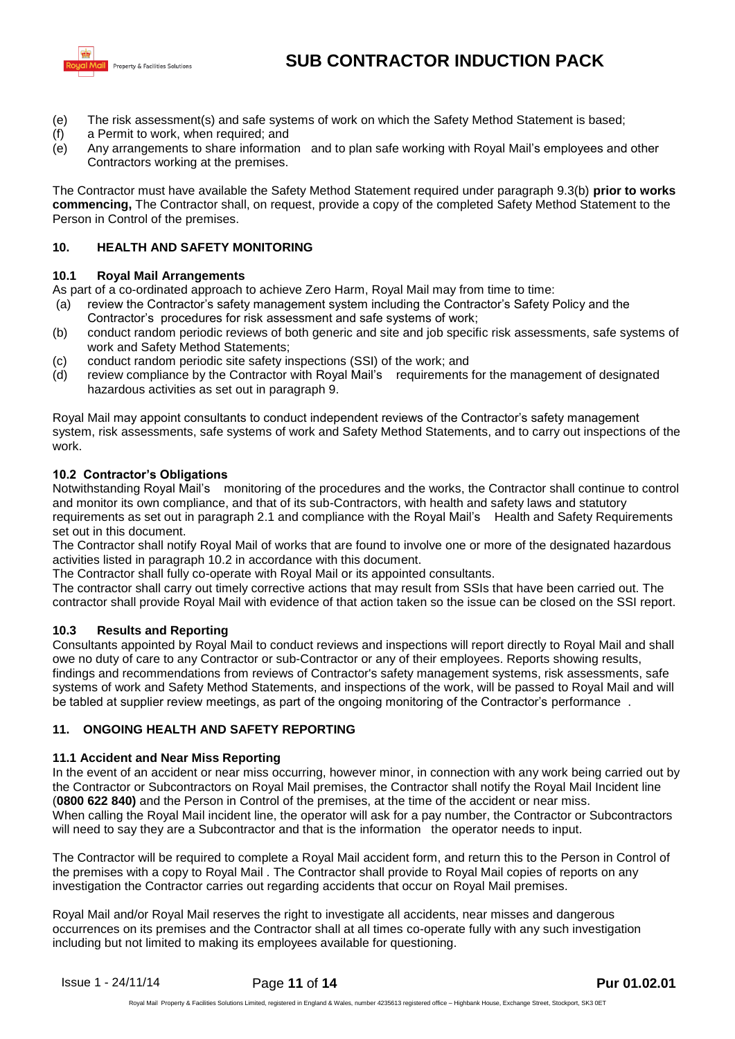(e) The risk assessment(s) and safe systems of work on which the Safety Method Statement is based;
(f) a Permit to work, when required; and
(e) Any arrangements to share information and to plan safe working with Royal Mail's employees and other Contractors working at the premises.

The Contractor must have available the Safety Method Statement required under paragraph 9.3(b) **prior to works commencing,** The Contractor shall, on request, provide a copy of the completed Safety Method Statement to the Person in Control of the premises.

## 10. HEALTH AND SAFETY MONITORING

### 10.1 Royal Mail Arrangements

As part of a co-ordinated approach to achieve Zero Harm, Royal Mail may from time to time:

(a) review the Contractor's safety management system including the Contractor's Safety Policy and the Contractor's procedures for risk assessment and safe systems of work;
(b) conduct random periodic reviews of both generic and site and job specific risk assessments, safe systems of work and Safety Method Statements;
(c) conduct random periodic site safety inspections (SSI) of the work; and
(d) review compliance by the Contractor with Royal Mail's requirements for the management of designated hazardous activities as set out in paragraph 9.

Royal Mail may appoint consultants to conduct independent reviews of the Contractor's safety management system, risk assessments, safe systems of work and Safety Method Statements, and to carry out inspections of the work.

### 10.2 Contractor's Obligations

Notwithstanding Royal Mail's monitoring of the procedures and the works, the Contractor shall continue to control and monitor its own compliance, and that of its sub-Contractors, with health and safety laws and statutory requirements as set out in paragraph 2.1 and compliance with the Royal Mail's Health and Safety Requirements set out in this document.

The Contractor shall notify Royal Mail of works that are found to involve one or more of the designated hazardous activities listed in paragraph 10.2 in accordance with this document.

The Contractor shall fully co-operate with Royal Mail or its appointed consultants.

The contractor shall carry out timely corrective actions that may result from SSIs that have been carried out. The contractor shall provide Royal Mail with evidence of that action taken so the issue can be closed on the SSI report.

### 10.3 Results and Reporting

Consultants appointed by Royal Mail to conduct reviews and inspections will report directly to Royal Mail and shall owe no duty of care to any Contractor or sub-Contractor or any of their employees. Reports showing results, findings and recommendations from reviews of Contractor's safety management systems, risk assessments, safe systems of work and Safety Method Statements, and inspections of the work, will be passed to Royal Mail and will be tabled at supplier review meetings, as part of the ongoing monitoring of the Contractor's performance .

## 11. ONGOING HEALTH AND SAFETY REPORTING

### 11.1 Accident and Near Miss Reporting

In the event of an accident or near miss occurring, however minor, in connection with any work being carried out by the Contractor or Subcontractors on Royal Mail premises, the Contractor shall notify the Royal Mail Incident line (**0800 622 840)** and the Person in Control of the premises, at the time of the accident or near miss.

When calling the Royal Mail incident line, the operator will ask for a pay number, the Contractor or Subcontractors will need to say they are a Subcontractor and that is the information the operator needs to input.

The Contractor will be required to complete a Royal Mail accident form, and return this to the Person in Control of the premises with a copy to Royal Mail . The Contractor shall provide to Royal Mail copies of reports on any investigation the Contractor carries out regarding accidents that occur on Royal Mail premises.

Royal Mail and/or Royal Mail reserves the right to investigate all accidents, near misses and dangerous occurrences on its premises and the Contractor shall at all times co-operate fully with any such investigation including but not limited to making its employees available for questioning.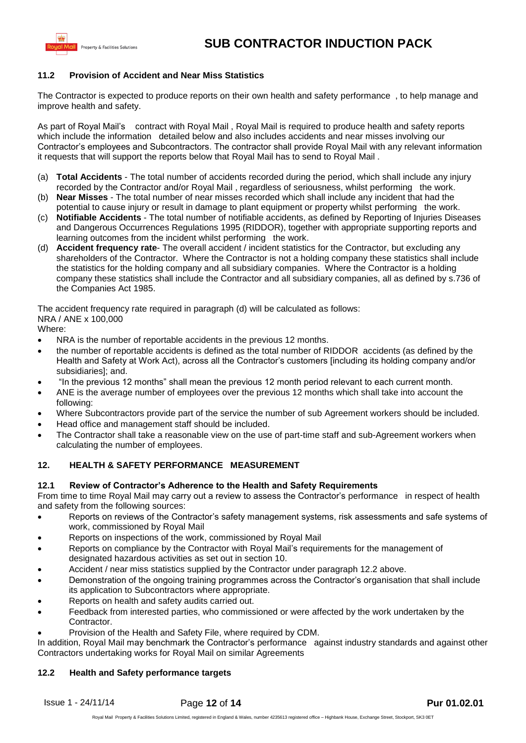### 11.2 Provision of Accident and Near Miss Statistics

The Contractor is expected to produce reports on their own health and safety performance , to help manage and improve health and safety.

As part of Royal Mail's contract with Royal Mail , Royal Mail is required to produce health and safety reports which include the information detailed below and also includes accidents and near misses involving our Contractor's employees and Subcontractors. The contractor shall provide Royal Mail with any relevant information it requests that will support the reports below that Royal Mail has to send to Royal Mail .

(a) **Total Accidents** - The total number of accidents recorded during the period, which shall include any injury recorded by the Contractor and/or Royal Mail , regardless of seriousness, whilst performing the work.
(b) **Near Misses** - The total number of near misses recorded which shall include any incident that had the potential to cause injury or result in damage to plant equipment or property whilst performing the work.
(c) **Notifiable Accidents** - The total number of notifiable accidents, as defined by Reporting of Injuries Diseases and Dangerous Occurrences Regulations 1995 (RIDDOR), together with appropriate supporting reports and learning outcomes from the incident whilst performing the work.
(d) **Accident frequency rate**- The overall accident / incident statistics for the Contractor, but excluding any shareholders of the Contractor. Where the Contractor is not a holding company these statistics shall include the statistics for the holding company and all subsidiary companies. Where the Contractor is a holding company these statistics shall include the Contractor and all subsidiary companies, all as defined by s.736 of the Companies Act 1985.

The accident frequency rate required in paragraph (d) will be calculated as follows:
NRA / ANE x 100,000
Where:

- NRA is the number of reportable accidents in the previous 12 months.
- the number of reportable accidents is defined as the total number of RIDDOR accidents (as defined by the Health and Safety at Work Act), across all the Contractor's customers [including its holding company and/or subsidiaries]; and.
- "In the previous 12 months" shall mean the previous 12 month period relevant to each current month.
- ANE is the average number of employees over the previous 12 months which shall take into account the following:
- Where Subcontractors provide part of the service the number of sub Agreement workers should be included.
- Head office and management staff should be included.
- The Contractor shall take a reasonable view on the use of part-time staff and sub-Agreement workers when calculating the number of employees.

## 12. HEALTH & SAFETY PERFORMANCE MEASUREMENT

### 12.1 Review of Contractor's Adherence to the Health and Safety Requirements

From time to time Royal Mail may carry out a review to assess the Contractor's performance in respect of health and safety from the following sources:

- Reports on reviews of the Contractor's safety management systems, risk assessments and safe systems of work, commissioned by Royal Mail
- Reports on inspections of the work, commissioned by Royal Mail
- Reports on compliance by the Contractor with Royal Mail's requirements for the management of designated hazardous activities as set out in section 10.
- Accident / near miss statistics supplied by the Contractor under paragraph 12.2 above.
- Demonstration of the ongoing training programmes across the Contractor's organisation that shall include its application to Subcontractors where appropriate.
- Reports on health and safety audits carried out.
- Feedback from interested parties, who commissioned or were affected by the work undertaken by the Contractor.
- Provision of the Health and Safety File, where required by CDM.

In addition, Royal Mail may benchmark the Contractor's performance against industry standards and against other Contractors undertaking works for Royal Mail on similar Agreements

### 12.2 Health and Safety performance targets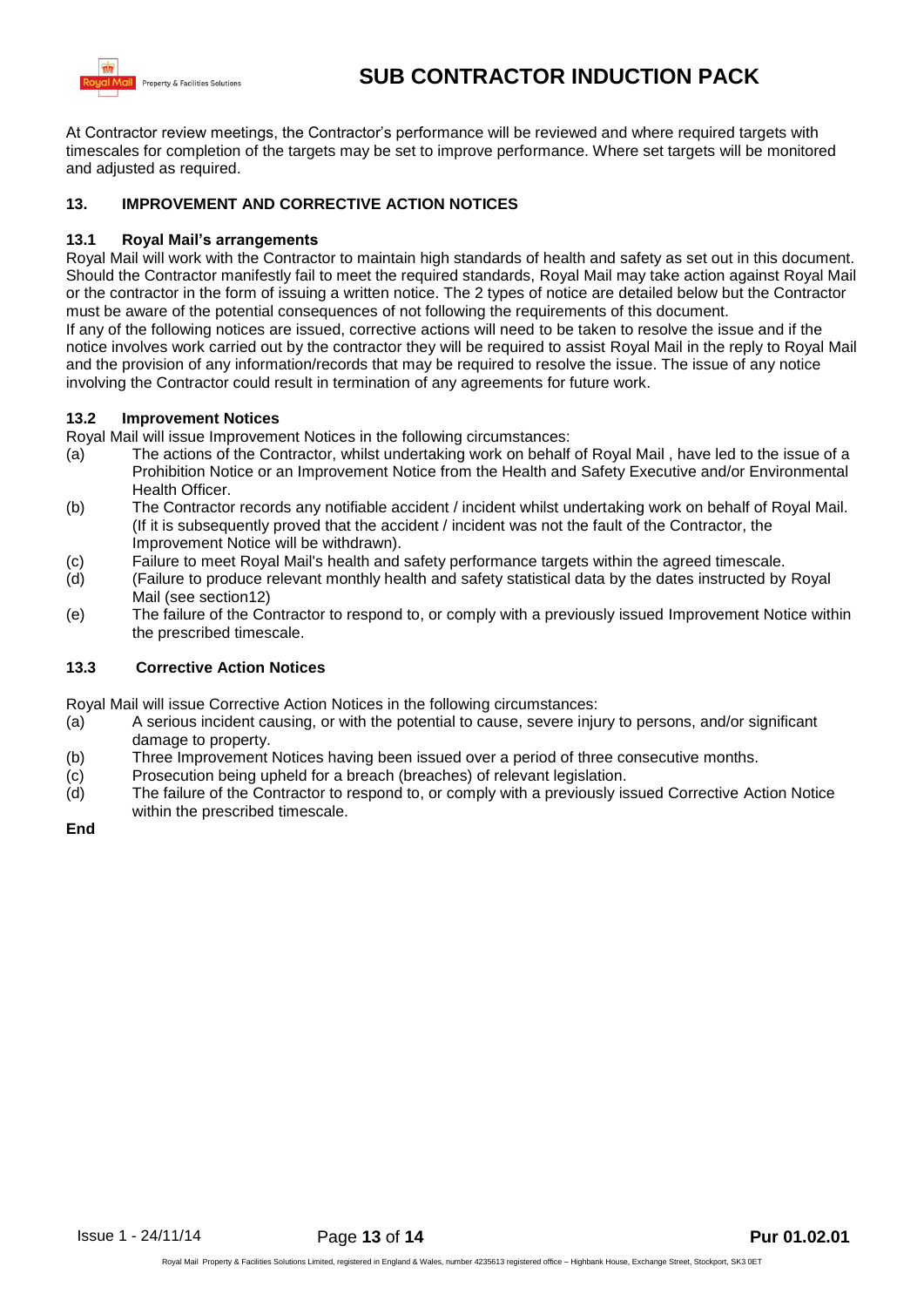At Contractor review meetings, the Contractor's performance will be reviewed and where required targets with timescales for completion of the targets may be set to improve performance. Where set targets will be monitored and adjusted as required.

### 13. IMPROVEMENT AND CORRECTIVE ACTION NOTICES

#### 13.1 Royal Mail's arrangements

Royal Mail will work with the Contractor to maintain high standards of health and safety as set out in this document. Should the Contractor manifestly fail to meet the required standards, Royal Mail may take action against Royal Mail or the contractor in the form of issuing a written notice. The 2 types of notice are detailed below but the Contractor must be aware of the potential consequences of not following the requirements of this document.
If any of the following notices are issued, corrective actions will need to be taken to resolve the issue and if the notice involves work carried out by the contractor they will be required to assist Royal Mail in the reply to Royal Mail and the provision of any information/records that may be required to resolve the issue. The issue of any notice involving the Contractor could result in termination of any agreements for future work.

#### 13.2 Improvement Notices

Royal Mail will issue Improvement Notices in the following circumstances:

(a) The actions of the Contractor, whilst undertaking work on behalf of Royal Mail , have led to the issue of a Prohibition Notice or an Improvement Notice from the Health and Safety Executive and/or Environmental Health Officer.

(b) The Contractor records any notifiable accident / incident whilst undertaking work on behalf of Royal Mail. (If it is subsequently proved that the accident / incident was not the fault of the Contractor, the Improvement Notice will be withdrawn).

(c) Failure to meet Royal Mail's health and safety performance targets within the agreed timescale.

(d) (Failure to produce relevant monthly health and safety statistical data by the dates instructed by Royal Mail (see section12)

(e) The failure of the Contractor to respond to, or comply with a previously issued Improvement Notice within the prescribed timescale.

#### 13.3 Corrective Action Notices

Royal Mail will issue Corrective Action Notices in the following circumstances:

(a) A serious incident causing, or with the potential to cause, severe injury to persons, and/or significant damage to property.

(b) Three Improvement Notices having been issued over a period of three consecutive months.

(c) Prosecution being upheld for a breach (breaches) of relevant legislation.

(d) The failure of the Contractor to respond to, or comply with a previously issued Corrective Action Notice within the prescribed timescale.

**End**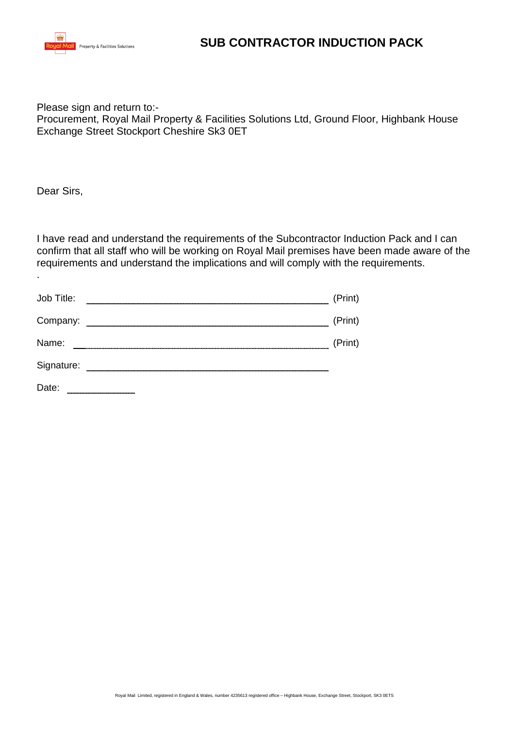# SUB CONTRACTOR INDUCTION PACK

Please sign and return to:-
Procurement, Royal Mail Property & Facilities Solutions Ltd, Ground Floor, Highbank House Exchange Street Stockport Cheshire Sk3 0ET

Dear Sirs,

I have read and understand the requirements of the Subcontractor Induction Pack and I can confirm that all staff who will be working on Royal Mail premises have been made aware of the requirements and understand the implications and will comply with the requirements.

.

Job Title: \_\_\_\_\_\_\_\_\_\_\_\_\_\_\_\_\_\_\_\_\_\_\_\_\_\_\_\_\_\_\_\_\_\_\_\_\_\_\_\_ (Print)

Company: \_\_\_\_\_\_\_\_\_\_\_\_\_\_\_\_\_\_\_\_\_\_\_\_\_\_\_\_\_\_\_\_\_\_\_\_\_\_\_\_ (Print)

Name: \_\_\_\_\_\_\_\_\_\_\_\_\_\_\_\_\_\_\_\_\_\_\_\_\_\_\_\_\_\_\_\_\_\_\_\_\_\_\_\_ (Print)

Signature: \_\_\_\_\_\_\_\_\_\_\_\_\_\_\_\_\_\_\_\_\_\_\_\_\_\_\_\_\_\_\_\_\_\_\_\_\_\_\_\_

Date: \_\_\_\_\_\_\_\_\_\_\_\_

Royal Mail Limited, registered in England & Wales, number 4235613 registered office – Highbank House, Exchange Street, Stockport, SK3 0ETS